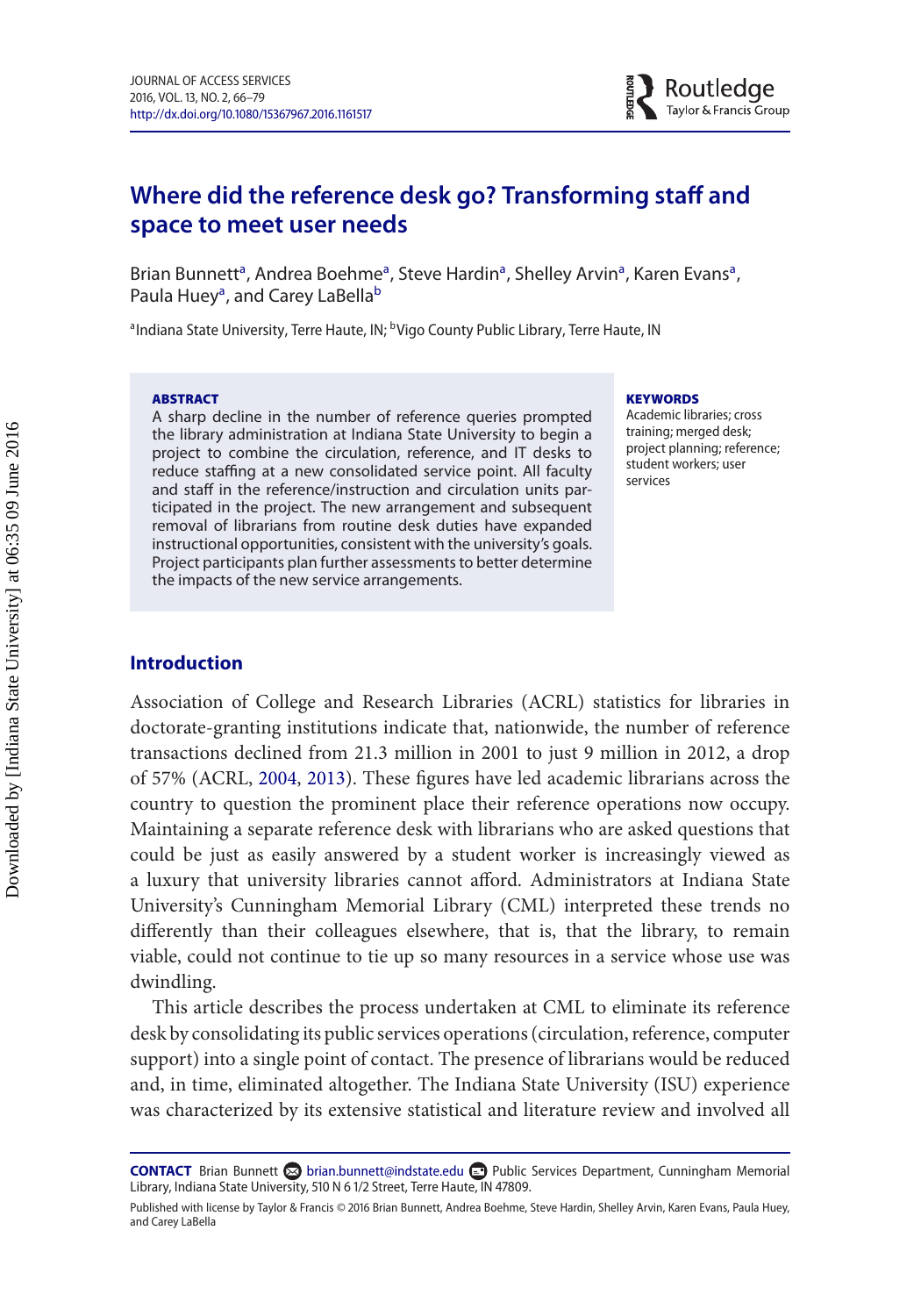# Where did the reference desk go? Transforming staff and space to meet user needs

Brian Bunnett[a], Andrea Boehme[a], Steve Hardin[a], Shelley Arvin[a], Karen Evans[a], Paula Huey[a], and Carey LaBella[b]

[a]Indiana State University, Terre Haute, IN; [b]Vigo County Public Library, Terre Haute, IN

**ABSTRACT**

A sharp decline in the number of reference queries prompted the library administration at Indiana State University to begin a project to combine the circulation, reference, and IT desks to reduce staffing at a new consolidated service point. All faculty and staff in the reference/instruction and circulation units participated in the project. The new arrangement and subsequent removal of librarians from routine desk duties have expanded instructional opportunities, consistent with the university's goals. Project participants plan further assessments to better determine the impacts of the new service arrangements.

**KEYWORDS**

Academic libraries; cross training; merged desk; project planning; reference; student workers; user services

## Introduction

Association of College and Research Libraries (ACRL) statistics for libraries in doctorate-granting institutions indicate that, nationwide, the number of reference transactions declined from 21.3 million in 2001 to just 9 million in 2012, a drop of 57% (ACRL, 2004, 2013). These figures have led academic librarians across the country to question the prominent place their reference operations now occupy. Maintaining a separate reference desk with librarians who are asked questions that could be just as easily answered by a student worker is increasingly viewed as a luxury that university libraries cannot afford. Administrators at Indiana State University's Cunningham Memorial Library (CML) interpreted these trends no differently than their colleagues elsewhere, that is, that the library, to remain viable, could not continue to tie up so many resources in a service whose use was dwindling.

This article describes the process undertaken at CML to eliminate its reference desk by consolidating its public services operations (circulation, reference, computer support) into a single point of contact. The presence of librarians would be reduced and, in time, eliminated altogether. The Indiana State University (ISU) experience was characterized by its extensive statistical and literature review and involved all

**CONTACT** Brian Bunnett brian.bunnett@indstate.edu Public Services Department, Cunningham Memorial Library, Indiana State University, 510 N 6 1/2 Street, Terre Haute, IN 47809.

Published with license by Taylor & Francis © 2016 Brian Bunnett, Andrea Boehme, Steve Hardin, Shelley Arvin, Karen Evans, Paula Huey, and Carey LaBella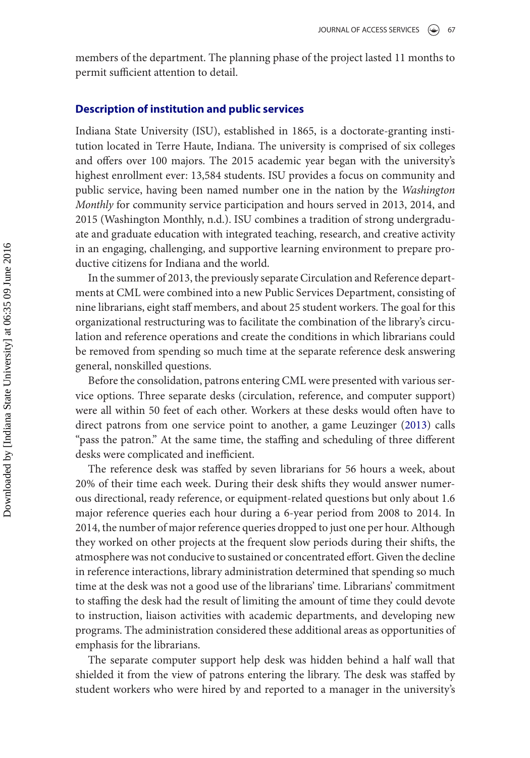members of the department. The planning phase of the project lasted 11 months to permit sufficient attention to detail.

## Description of institution and public services

Indiana State University (ISU), established in 1865, is a doctorate-granting institution located in Terre Haute, Indiana. The university is comprised of six colleges and offers over 100 majors. The 2015 academic year began with the university's highest enrollment ever: 13,584 students. ISU provides a focus on community and public service, having been named number one in the nation by the *Washington Monthly* for community service participation and hours served in 2013, 2014, and 2015 (Washington Monthly, n.d.). ISU combines a tradition of strong undergraduate and graduate education with integrated teaching, research, and creative activity in an engaging, challenging, and supportive learning environment to prepare productive citizens for Indiana and the world.

In the summer of 2013, the previously separate Circulation and Reference departments at CML were combined into a new Public Services Department, consisting of nine librarians, eight staff members, and about 25 student workers. The goal for this organizational restructuring was to facilitate the combination of the library's circulation and reference operations and create the conditions in which librarians could be removed from spending so much time at the separate reference desk answering general, nonskilled questions.

Before the consolidation, patrons entering CML were presented with various service options. Three separate desks (circulation, reference, and computer support) were all within 50 feet of each other. Workers at these desks would often have to direct patrons from one service point to another, a game Leuzinger (2013) calls "pass the patron." At the same time, the staffing and scheduling of three different desks were complicated and inefficient.

The reference desk was staffed by seven librarians for 56 hours a week, about 20% of their time each week. During their desk shifts they would answer numerous directional, ready reference, or equipment-related questions but only about 1.6 major reference queries each hour during a 6-year period from 2008 to 2014. In 2014, the number of major reference queries dropped to just one per hour. Although they worked on other projects at the frequent slow periods during their shifts, the atmosphere was not conducive to sustained or concentrated effort. Given the decline in reference interactions, library administration determined that spending so much time at the desk was not a good use of the librarians' time. Librarians' commitment to staffing the desk had the result of limiting the amount of time they could devote to instruction, liaison activities with academic departments, and developing new programs. The administration considered these additional areas as opportunities of emphasis for the librarians.

The separate computer support help desk was hidden behind a half wall that shielded it from the view of patrons entering the library. The desk was staffed by student workers who were hired by and reported to a manager in the university's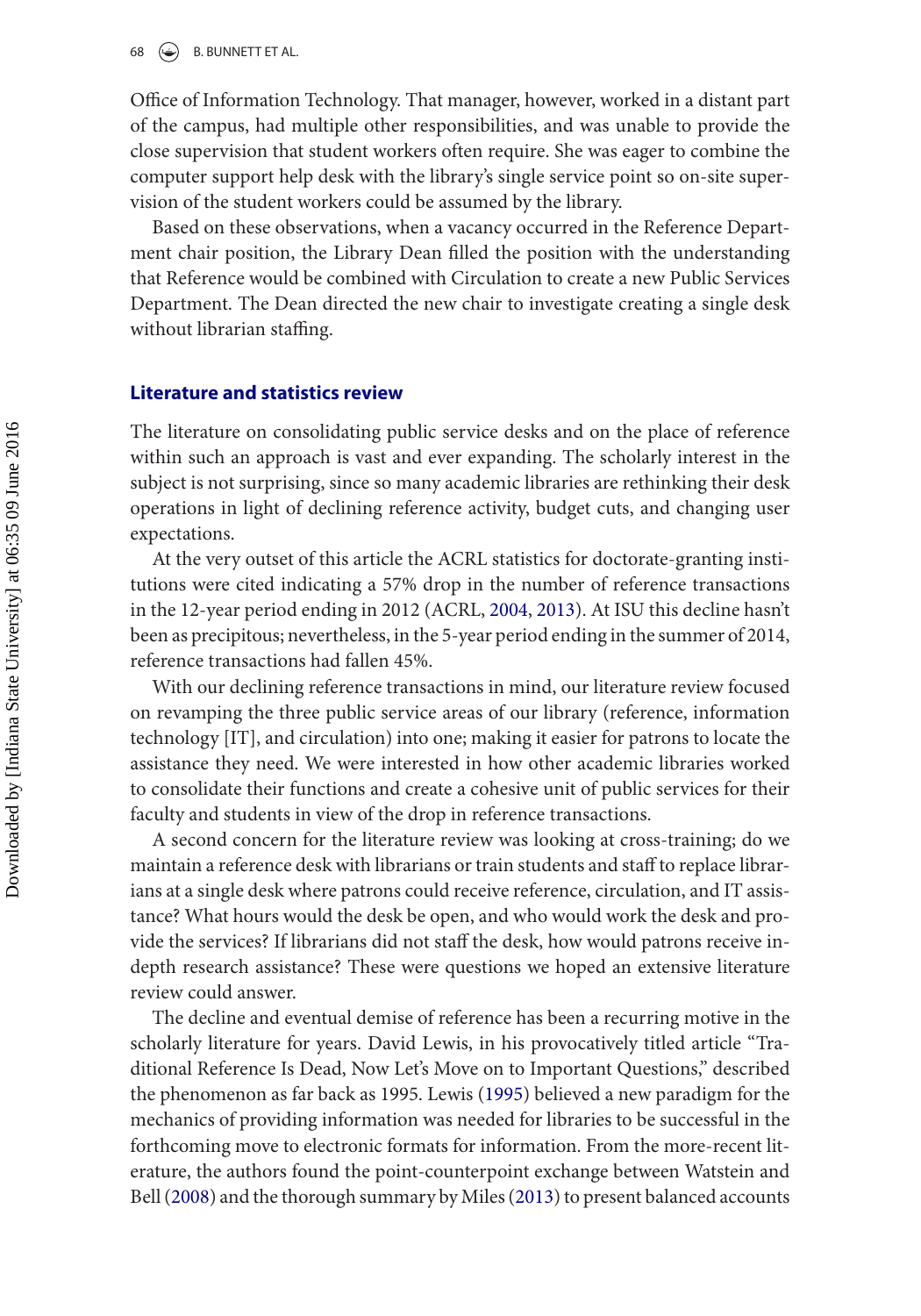Office of Information Technology. That manager, however, worked in a distant part of the campus, had multiple other responsibilities, and was unable to provide the close supervision that student workers often require. She was eager to combine the computer support help desk with the library's single service point so on-site supervision of the student workers could be assumed by the library.

Based on these observations, when a vacancy occurred in the Reference Department chair position, the Library Dean filled the position with the understanding that Reference would be combined with Circulation to create a new Public Services Department. The Dean directed the new chair to investigate creating a single desk without librarian staffing.

## Literature and statistics review

The literature on consolidating public service desks and on the place of reference within such an approach is vast and ever expanding. The scholarly interest in the subject is not surprising, since so many academic libraries are rethinking their desk operations in light of declining reference activity, budget cuts, and changing user expectations.

At the very outset of this article the ACRL statistics for doctorate-granting institutions were cited indicating a 57% drop in the number of reference transactions in the 12-year period ending in 2012 (ACRL, 2004, 2013). At ISU this decline hasn't been as precipitous; nevertheless, in the 5-year period ending in the summer of 2014, reference transactions had fallen 45%.

With our declining reference transactions in mind, our literature review focused on revamping the three public service areas of our library (reference, information technology [IT], and circulation) into one; making it easier for patrons to locate the assistance they need. We were interested in how other academic libraries worked to consolidate their functions and create a cohesive unit of public services for their faculty and students in view of the drop in reference transactions.

A second concern for the literature review was looking at cross-training; do we maintain a reference desk with librarians or train students and staff to replace librarians at a single desk where patrons could receive reference, circulation, and IT assistance? What hours would the desk be open, and who would work the desk and provide the services? If librarians did not staff the desk, how would patrons receive in-depth research assistance? These were questions we hoped an extensive literature review could answer.

The decline and eventual demise of reference has been a recurring motive in the scholarly literature for years. David Lewis, in his provocatively titled article "Traditional Reference Is Dead, Now Let's Move on to Important Questions," described the phenomenon as far back as 1995. Lewis (1995) believed a new paradigm for the mechanics of providing information was needed for libraries to be successful in the forthcoming move to electronic formats for information. From the more-recent literature, the authors found the point-counterpoint exchange between Watstein and Bell (2008) and the thorough summary by Miles (2013) to present balanced accounts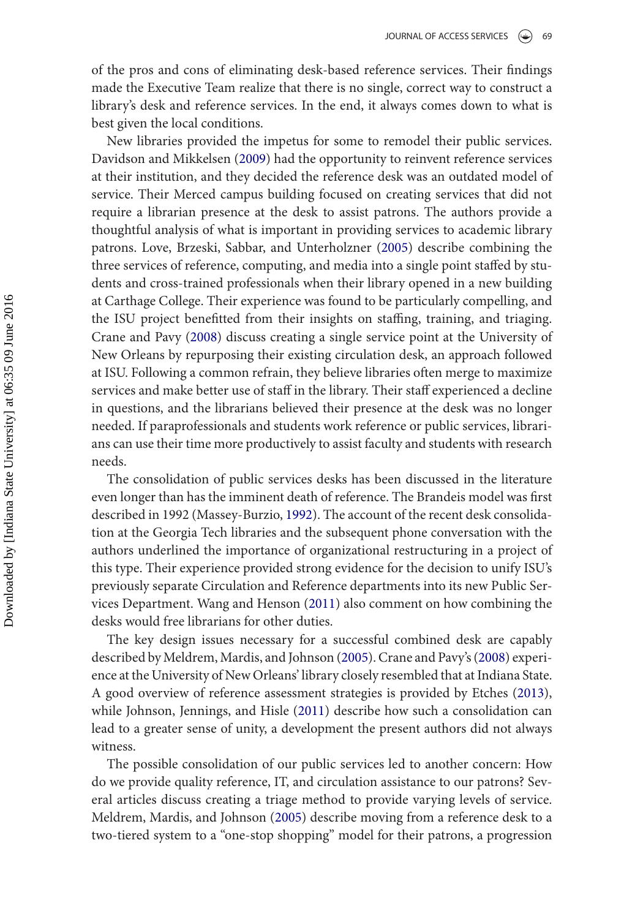of the pros and cons of eliminating desk-based reference services. Their findings made the Executive Team realize that there is no single, correct way to construct a library's desk and reference services. In the end, it always comes down to what is best given the local conditions.

New libraries provided the impetus for some to remodel their public services. Davidson and Mikkelsen (2009) had the opportunity to reinvent reference services at their institution, and they decided the reference desk was an outdated model of service. Their Merced campus building focused on creating services that did not require a librarian presence at the desk to assist patrons. The authors provide a thoughtful analysis of what is important in providing services to academic library patrons. Love, Brzeski, Sabbar, and Unterholzner (2005) describe combining the three services of reference, computing, and media into a single point staffed by students and cross-trained professionals when their library opened in a new building at Carthage College. Their experience was found to be particularly compelling, and the ISU project benefitted from their insights on staffing, training, and triaging. Crane and Pavy (2008) discuss creating a single service point at the University of New Orleans by repurposing their existing circulation desk, an approach followed at ISU. Following a common refrain, they believe libraries often merge to maximize services and make better use of staff in the library. Their staff experienced a decline in questions, and the librarians believed their presence at the desk was no longer needed. If paraprofessionals and students work reference or public services, librarians can use their time more productively to assist faculty and students with research needs.

The consolidation of public services desks has been discussed in the literature even longer than has the imminent death of reference. The Brandeis model was first described in 1992 (Massey-Burzio, 1992). The account of the recent desk consolidation at the Georgia Tech libraries and the subsequent phone conversation with the authors underlined the importance of organizational restructuring in a project of this type. Their experience provided strong evidence for the decision to unify ISU's previously separate Circulation and Reference departments into its new Public Services Department. Wang and Henson (2011) also comment on how combining the desks would free librarians for other duties.

The key design issues necessary for a successful combined desk are capably described by Meldrem, Mardis, and Johnson (2005). Crane and Pavy's (2008) experience at the University of New Orleans' library closely resembled that at Indiana State. A good overview of reference assessment strategies is provided by Etches (2013), while Johnson, Jennings, and Hisle (2011) describe how such a consolidation can lead to a greater sense of unity, a development the present authors did not always witness.

The possible consolidation of our public services led to another concern: How do we provide quality reference, IT, and circulation assistance to our patrons? Several articles discuss creating a triage method to provide varying levels of service. Meldrem, Mardis, and Johnson (2005) describe moving from a reference desk to a two-tiered system to a "one-stop shopping" model for their patrons, a progression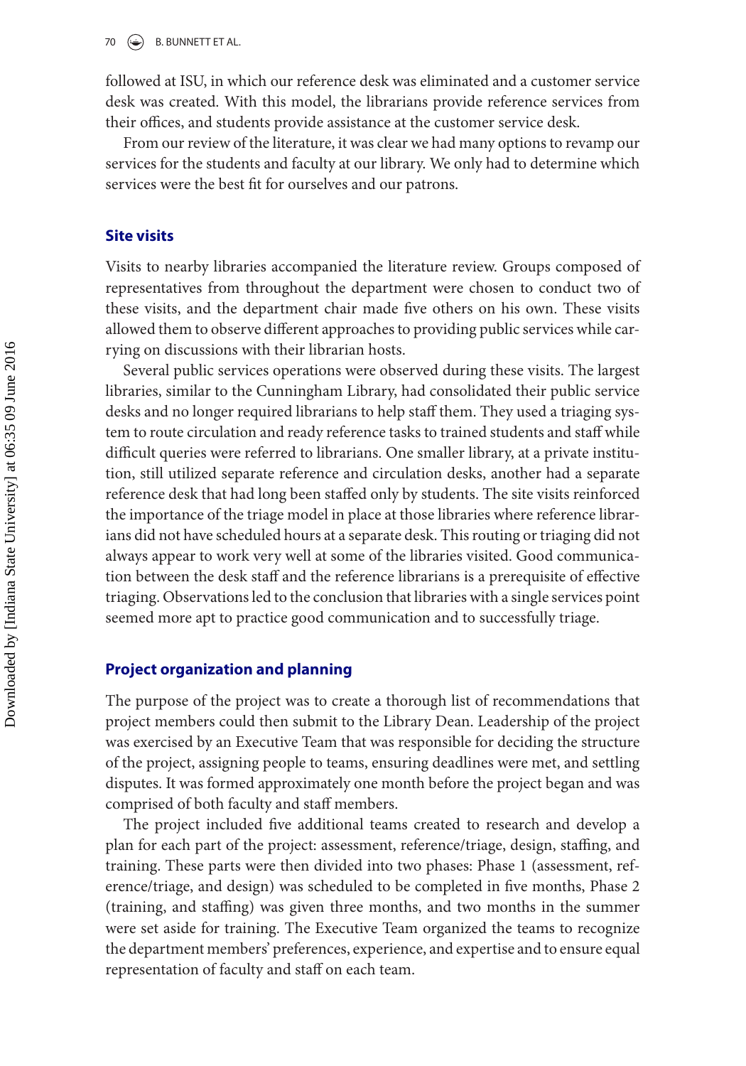followed at ISU, in which our reference desk was eliminated and a customer service desk was created. With this model, the librarians provide reference services from their offices, and students provide assistance at the customer service desk.

From our review of the literature, it was clear we had many options to revamp our services for the students and faculty at our library. We only had to determine which services were the best fit for ourselves and our patrons.

## Site visits

Visits to nearby libraries accompanied the literature review. Groups composed of representatives from throughout the department were chosen to conduct two of these visits, and the department chair made five others on his own. These visits allowed them to observe different approaches to providing public services while carrying on discussions with their librarian hosts.

Several public services operations were observed during these visits. The largest libraries, similar to the Cunningham Library, had consolidated their public service desks and no longer required librarians to help staff them. They used a triaging system to route circulation and ready reference tasks to trained students and staff while difficult queries were referred to librarians. One smaller library, at a private institution, still utilized separate reference and circulation desks, another had a separate reference desk that had long been staffed only by students. The site visits reinforced the importance of the triage model in place at those libraries where reference librarians did not have scheduled hours at a separate desk. This routing or triaging did not always appear to work very well at some of the libraries visited. Good communication between the desk staff and the reference librarians is a prerequisite of effective triaging. Observations led to the conclusion that libraries with a single services point seemed more apt to practice good communication and to successfully triage.

## Project organization and planning

The purpose of the project was to create a thorough list of recommendations that project members could then submit to the Library Dean. Leadership of the project was exercised by an Executive Team that was responsible for deciding the structure of the project, assigning people to teams, ensuring deadlines were met, and settling disputes. It was formed approximately one month before the project began and was comprised of both faculty and staff members.

The project included five additional teams created to research and develop a plan for each part of the project: assessment, reference/triage, design, staffing, and training. These parts were then divided into two phases: Phase 1 (assessment, reference/triage, and design) was scheduled to be completed in five months, Phase 2 (training, and staffing) was given three months, and two months in the summer were set aside for training. The Executive Team organized the teams to recognize the department members' preferences, experience, and expertise and to ensure equal representation of faculty and staff on each team.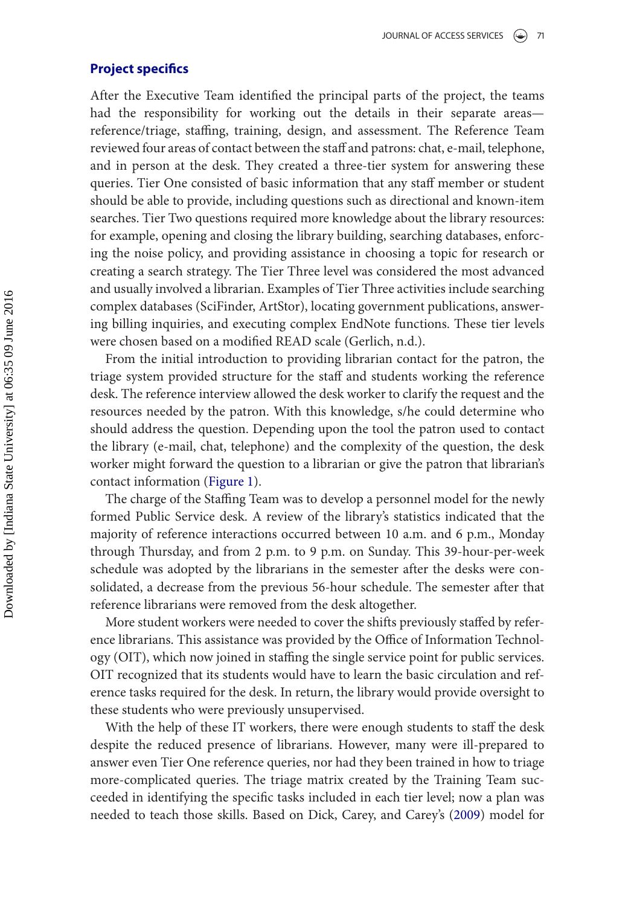## Project specifics

After the Executive Team identified the principal parts of the project, the teams had the responsibility for working out the details in their separate areas—reference/triage, staffing, training, design, and assessment. The Reference Team reviewed four areas of contact between the staff and patrons: chat, e-mail, telephone, and in person at the desk. They created a three-tier system for answering these queries. Tier One consisted of basic information that any staff member or student should be able to provide, including questions such as directional and known-item searches. Tier Two questions required more knowledge about the library resources: for example, opening and closing the library building, searching databases, enforcing the noise policy, and providing assistance in choosing a topic for research or creating a search strategy. The Tier Three level was considered the most advanced and usually involved a librarian. Examples of Tier Three activities include searching complex databases (SciFinder, ArtStor), locating government publications, answering billing inquiries, and executing complex EndNote functions. These tier levels were chosen based on a modified READ scale (Gerlich, n.d.).

From the initial introduction to providing librarian contact for the patron, the triage system provided structure for the staff and students working the reference desk. The reference interview allowed the desk worker to clarify the request and the resources needed by the patron. With this knowledge, s/he could determine who should address the question. Depending upon the tool the patron used to contact the library (e-mail, chat, telephone) and the complexity of the question, the desk worker might forward the question to a librarian or give the patron that librarian's contact information (Figure 1).

The charge of the Staffing Team was to develop a personnel model for the newly formed Public Service desk. A review of the library's statistics indicated that the majority of reference interactions occurred between 10 a.m. and 6 p.m., Monday through Thursday, and from 2 p.m. to 9 p.m. on Sunday. This 39-hour-per-week schedule was adopted by the librarians in the semester after the desks were consolidated, a decrease from the previous 56-hour schedule. The semester after that reference librarians were removed from the desk altogether.

More student workers were needed to cover the shifts previously staffed by reference librarians. This assistance was provided by the Office of Information Technology (OIT), which now joined in staffing the single service point for public services. OIT recognized that its students would have to learn the basic circulation and reference tasks required for the desk. In return, the library would provide oversight to these students who were previously unsupervised.

With the help of these IT workers, there were enough students to staff the desk despite the reduced presence of librarians. However, many were ill-prepared to answer even Tier One reference queries, nor had they been trained in how to triage more-complicated queries. The triage matrix created by the Training Team succeeded in identifying the specific tasks included in each tier level; now a plan was needed to teach those skills. Based on Dick, Carey, and Carey's (2009) model for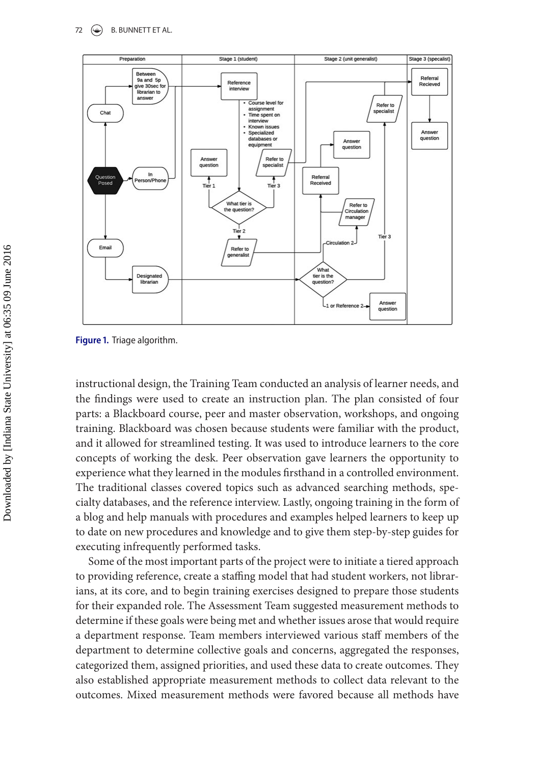**Figure 1.** Triage algorithm.

instructional design, the Training Team conducted an analysis of learner needs, and the findings were used to create an instruction plan. The plan consisted of four parts: a Blackboard course, peer and master observation, workshops, and ongoing training. Blackboard was chosen because students were familiar with the product, and it allowed for streamlined testing. It was used to introduce learners to the core concepts of working the desk. Peer observation gave learners the opportunity to experience what they learned in the modules firsthand in a controlled environment. The traditional classes covered topics such as advanced searching methods, specialty databases, and the reference interview. Lastly, ongoing training in the form of a blog and help manuals with procedures and examples helped learners to keep up to date on new procedures and knowledge and to give them step-by-step guides for executing infrequently performed tasks.

Some of the most important parts of the project were to initiate a tiered approach to providing reference, create a staffing model that had student workers, not librarians, at its core, and to begin training exercises designed to prepare those students for their expanded role. The Assessment Team suggested measurement methods to determine if these goals were being met and whether issues arose that would require a department response. Team members interviewed various staff members of the department to determine collective goals and concerns, aggregated the responses, categorized them, assigned priorities, and used these data to create outcomes. They also established appropriate measurement methods to collect data relevant to the outcomes. Mixed measurement methods were favored because all methods have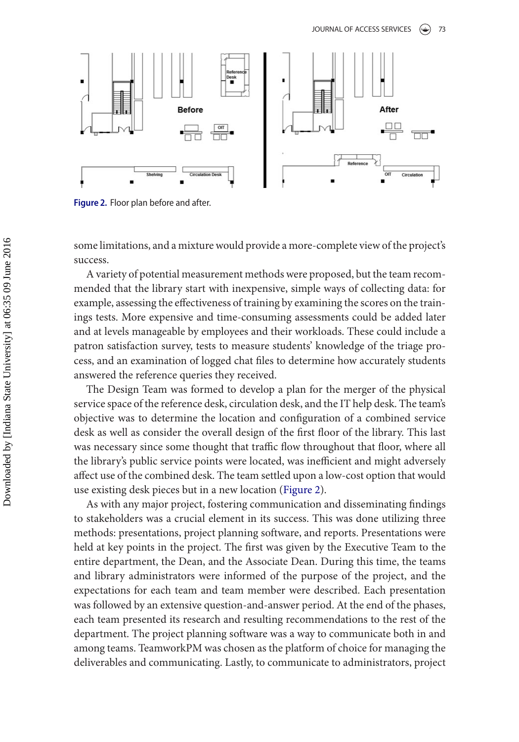**Figure 2.** Floor plan before and after.

some limitations, and a mixture would provide a more-complete view of the project's success.

A variety of potential measurement methods were proposed, but the team recommended that the library start with inexpensive, simple ways of collecting data: for example, assessing the effectiveness of training by examining the scores on the trainings tests. More expensive and time-consuming assessments could be added later and at levels manageable by employees and their workloads. These could include a patron satisfaction survey, tests to measure students' knowledge of the triage process, and an examination of logged chat files to determine how accurately students answered the reference queries they received.

The Design Team was formed to develop a plan for the merger of the physical service space of the reference desk, circulation desk, and the IT help desk. The team's objective was to determine the location and configuration of a combined service desk as well as consider the overall design of the first floor of the library. This last was necessary since some thought that traffic flow throughout that floor, where all the library's public service points were located, was inefficient and might adversely affect use of the combined desk. The team settled upon a low-cost option that would use existing desk pieces but in a new location (Figure 2).

As with any major project, fostering communication and disseminating findings to stakeholders was a crucial element in its success. This was done utilizing three methods: presentations, project planning software, and reports. Presentations were held at key points in the project. The first was given by the Executive Team to the entire department, the Dean, and the Associate Dean. During this time, the teams and library administrators were informed of the purpose of the project, and the expectations for each team and team member were described. Each presentation was followed by an extensive question-and-answer period. At the end of the phases, each team presented its research and resulting recommendations to the rest of the department. The project planning software was a way to communicate both in and among teams. TeamworkPM was chosen as the platform of choice for managing the deliverables and communicating. Lastly, to communicate to administrators, project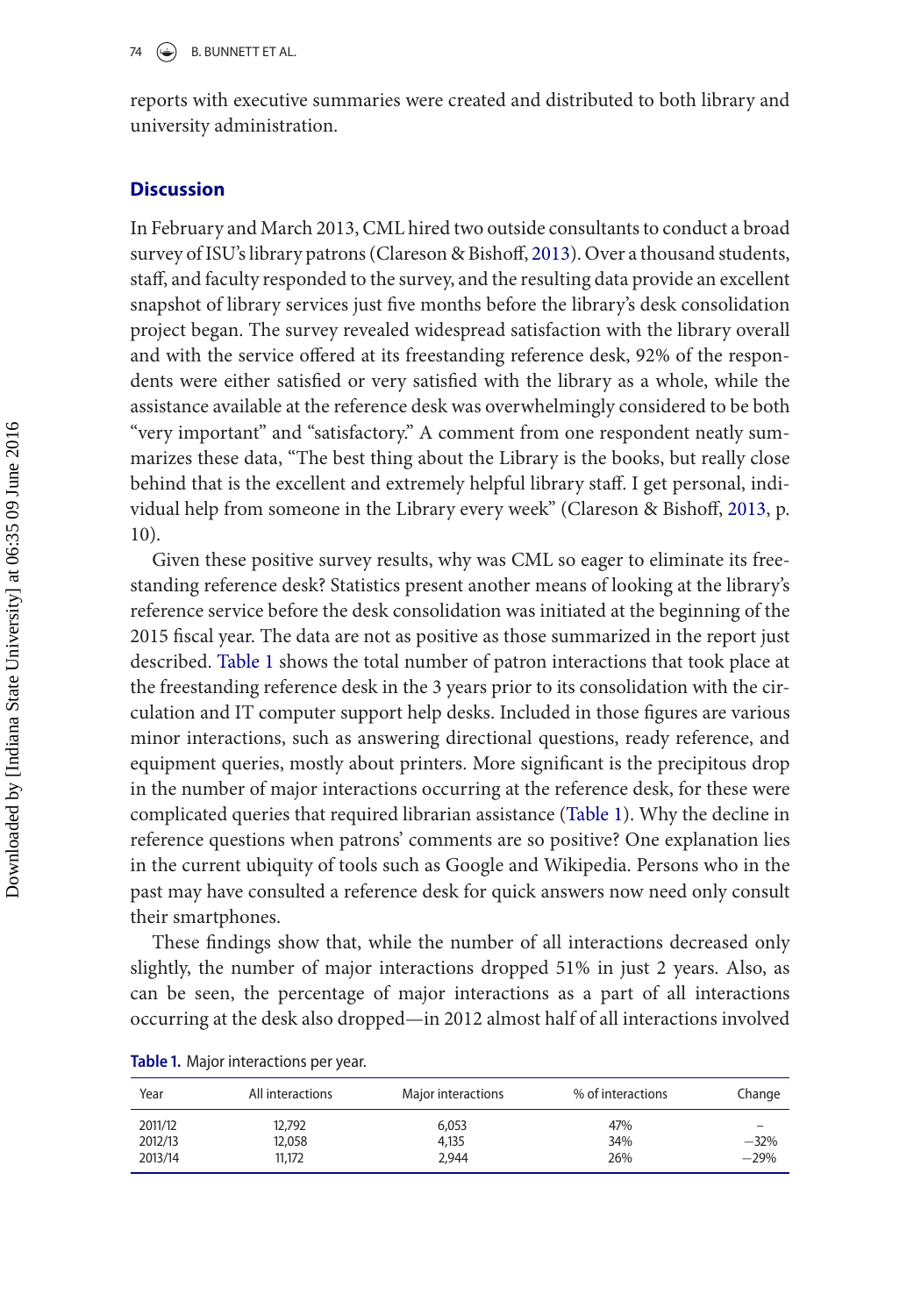reports with executive summaries were created and distributed to both library and university administration.

## Discussion

In February and March 2013, CML hired two outside consultants to conduct a broad survey of ISU's library patrons (Clareson & Bishoff, 2013). Over a thousand students, staff, and faculty responded to the survey, and the resulting data provide an excellent snapshot of library services just five months before the library's desk consolidation project began. The survey revealed widespread satisfaction with the library overall and with the service offered at its freestanding reference desk, 92% of the respondents were either satisfied or very satisfied with the library as a whole, while the assistance available at the reference desk was overwhelmingly considered to be both "very important" and "satisfactory." A comment from one respondent neatly summarizes these data, "The best thing about the Library is the books, but really close behind that is the excellent and extremely helpful library staff. I get personal, individual help from someone in the Library every week" (Clareson & Bishoff, 2013, p. 10).

Given these positive survey results, why was CML so eager to eliminate its freestanding reference desk? Statistics present another means of looking at the library's reference service before the desk consolidation was initiated at the beginning of the 2015 fiscal year. The data are not as positive as those summarized in the report just described. Table 1 shows the total number of patron interactions that took place at the freestanding reference desk in the 3 years prior to its consolidation with the circulation and IT computer support help desks. Included in those figures are various minor interactions, such as answering directional questions, ready reference, and equipment queries, mostly about printers. More significant is the precipitous drop in the number of major interactions occurring at the reference desk, for these were complicated queries that required librarian assistance (Table 1). Why the decline in reference questions when patrons' comments are so positive? One explanation lies in the current ubiquity of tools such as Google and Wikipedia. Persons who in the past may have consulted a reference desk for quick answers now need only consult their smartphones.

These findings show that, while the number of all interactions decreased only slightly, the number of major interactions dropped 51% in just 2 years. Also, as can be seen, the percentage of major interactions as a part of all interactions occurring at the desk also dropped—in 2012 almost half of all interactions involved

**Table 1.** Major interactions per year.

| Year | All interactions | Major interactions | % of interactions | Change |
|---|---|---|---|---|
| 2011/12 | 12,792 | 6,053 | 47% | – |
| 2012/13 | 12,058 | 4,135 | 34% | −32% |
| 2013/14 | 11,172 | 2,944 | 26% | −29% |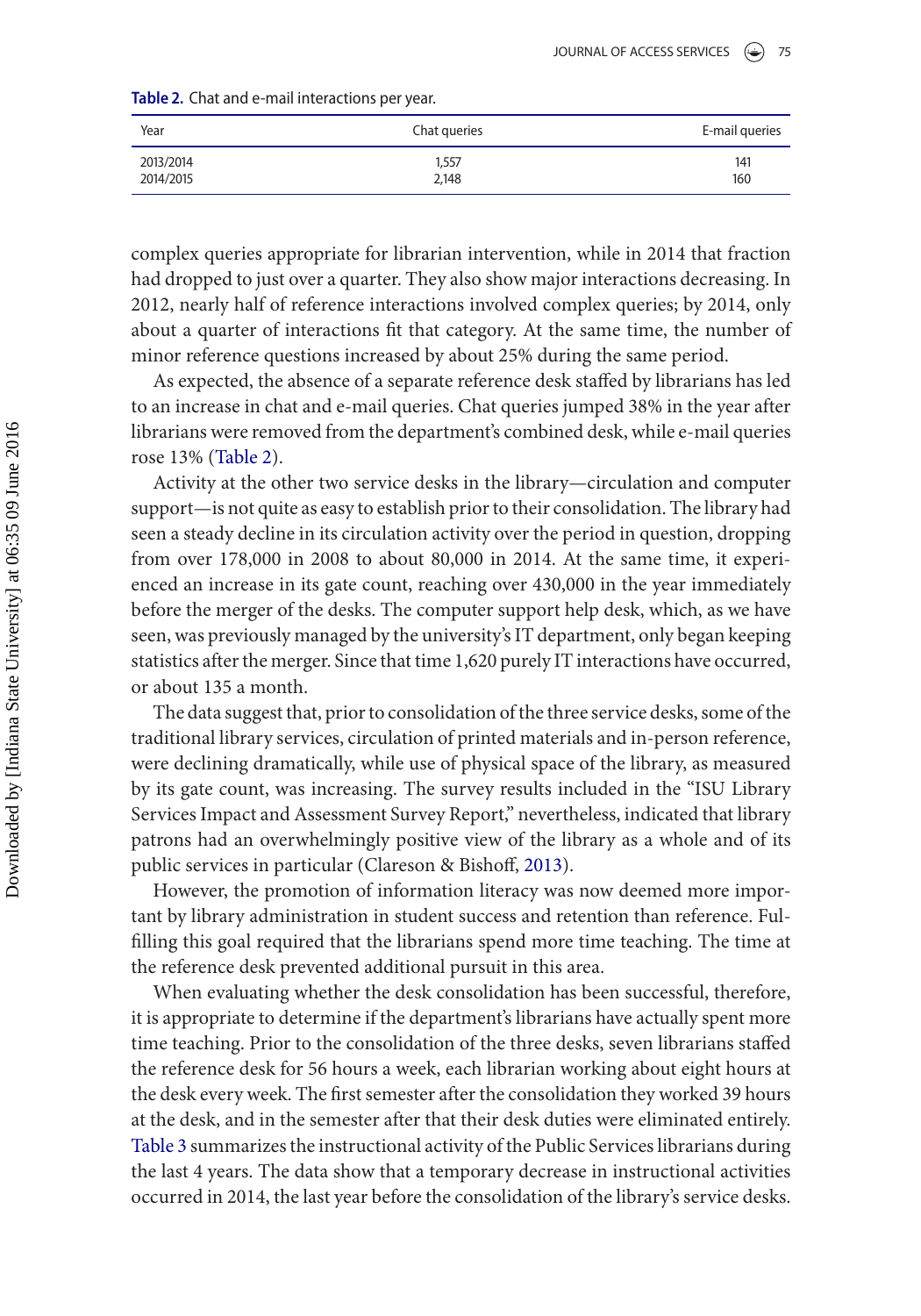**Table 2.** Chat and e-mail interactions per year.

| Year | Chat queries | E-mail queries |
|---|---|---|
| 2013/2014 | 1,557 | 141 |
| 2014/2015 | 2,148 | 160 |

complex queries appropriate for librarian intervention, while in 2014 that fraction had dropped to just over a quarter. They also show major interactions decreasing. In 2012, nearly half of reference interactions involved complex queries; by 2014, only about a quarter of interactions fit that category. At the same time, the number of minor reference questions increased by about 25% during the same period.

As expected, the absence of a separate reference desk staffed by librarians has led to an increase in chat and e-mail queries. Chat queries jumped 38% in the year after librarians were removed from the department's combined desk, while e-mail queries rose 13% (Table 2).

Activity at the other two service desks in the library—circulation and computer support—is not quite as easy to establish prior to their consolidation. The library had seen a steady decline in its circulation activity over the period in question, dropping from over 178,000 in 2008 to about 80,000 in 2014. At the same time, it experienced an increase in its gate count, reaching over 430,000 in the year immediately before the merger of the desks. The computer support help desk, which, as we have seen, was previously managed by the university's IT department, only began keeping statistics after the merger. Since that time 1,620 purely IT interactions have occurred, or about 135 a month.

The data suggest that, prior to consolidation of the three service desks, some of the traditional library services, circulation of printed materials and in-person reference, were declining dramatically, while use of physical space of the library, as measured by its gate count, was increasing. The survey results included in the "ISU Library Services Impact and Assessment Survey Report," nevertheless, indicated that library patrons had an overwhelmingly positive view of the library as a whole and of its public services in particular (Clareson & Bishoff, 2013).

However, the promotion of information literacy was now deemed more important by library administration in student success and retention than reference. Fulfilling this goal required that the librarians spend more time teaching. The time at the reference desk prevented additional pursuit in this area.

When evaluating whether the desk consolidation has been successful, therefore, it is appropriate to determine if the department's librarians have actually spent more time teaching. Prior to the consolidation of the three desks, seven librarians staffed the reference desk for 56 hours a week, each librarian working about eight hours at the desk every week. The first semester after the consolidation they worked 39 hours at the desk, and in the semester after that their desk duties were eliminated entirely. Table 3 summarizes the instructional activity of the Public Services librarians during the last 4 years. The data show that a temporary decrease in instructional activities occurred in 2014, the last year before the consolidation of the library's service desks.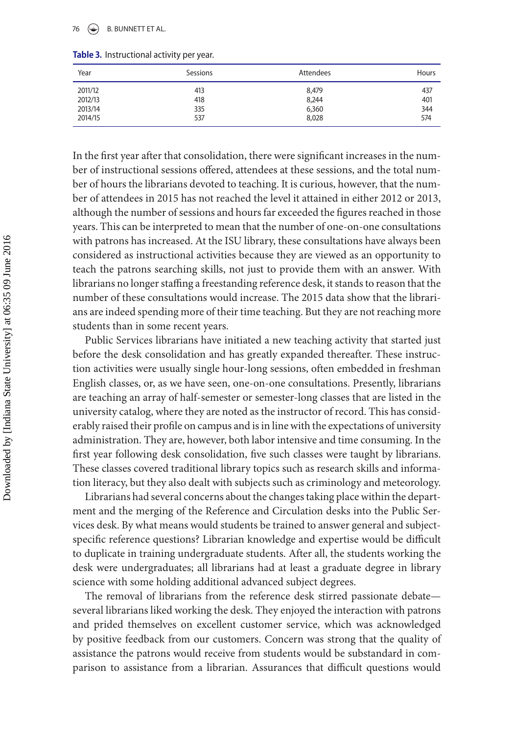**Table 3.** Instructional activity per year.

| Year | Sessions | Attendees | Hours |
|---|---|---|---|
| 2011/12 | 413 | 8,479 | 437 |
| 2012/13 | 418 | 8,244 | 401 |
| 2013/14 | 335 | 6,360 | 344 |
| 2014/15 | 537 | 8,028 | 574 |

In the first year after that consolidation, there were significant increases in the number of instructional sessions offered, attendees at these sessions, and the total number of hours the librarians devoted to teaching. It is curious, however, that the number of attendees in 2015 has not reached the level it attained in either 2012 or 2013, although the number of sessions and hours far exceeded the figures reached in those years. This can be interpreted to mean that the number of one-on-one consultations with patrons has increased. At the ISU library, these consultations have always been considered as instructional activities because they are viewed as an opportunity to teach the patrons searching skills, not just to provide them with an answer. With librarians no longer staffing a freestanding reference desk, it stands to reason that the number of these consultations would increase. The 2015 data show that the librarians are indeed spending more of their time teaching. But they are not reaching more students than in some recent years.

Public Services librarians have initiated a new teaching activity that started just before the desk consolidation and has greatly expanded thereafter. These instruction activities were usually single hour-long sessions, often embedded in freshman English classes, or, as we have seen, one-on-one consultations. Presently, librarians are teaching an array of half-semester or semester-long classes that are listed in the university catalog, where they are noted as the instructor of record. This has considerably raised their profile on campus and is in line with the expectations of university administration. They are, however, both labor intensive and time consuming. In the first year following desk consolidation, five such classes were taught by librarians. These classes covered traditional library topics such as research skills and information literacy, but they also dealt with subjects such as criminology and meteorology.

Librarians had several concerns about the changes taking place within the department and the merging of the Reference and Circulation desks into the Public Services desk. By what means would students be trained to answer general and subject-specific reference questions? Librarian knowledge and expertise would be difficult to duplicate in training undergraduate students. After all, the students working the desk were undergraduates; all librarians had at least a graduate degree in library science with some holding additional advanced subject degrees.

The removal of librarians from the reference desk stirred passionate debate—several librarians liked working the desk. They enjoyed the interaction with patrons and prided themselves on excellent customer service, which was acknowledged by positive feedback from our customers. Concern was strong that the quality of assistance the patrons would receive from students would be substandard in comparison to assistance from a librarian. Assurances that difficult questions would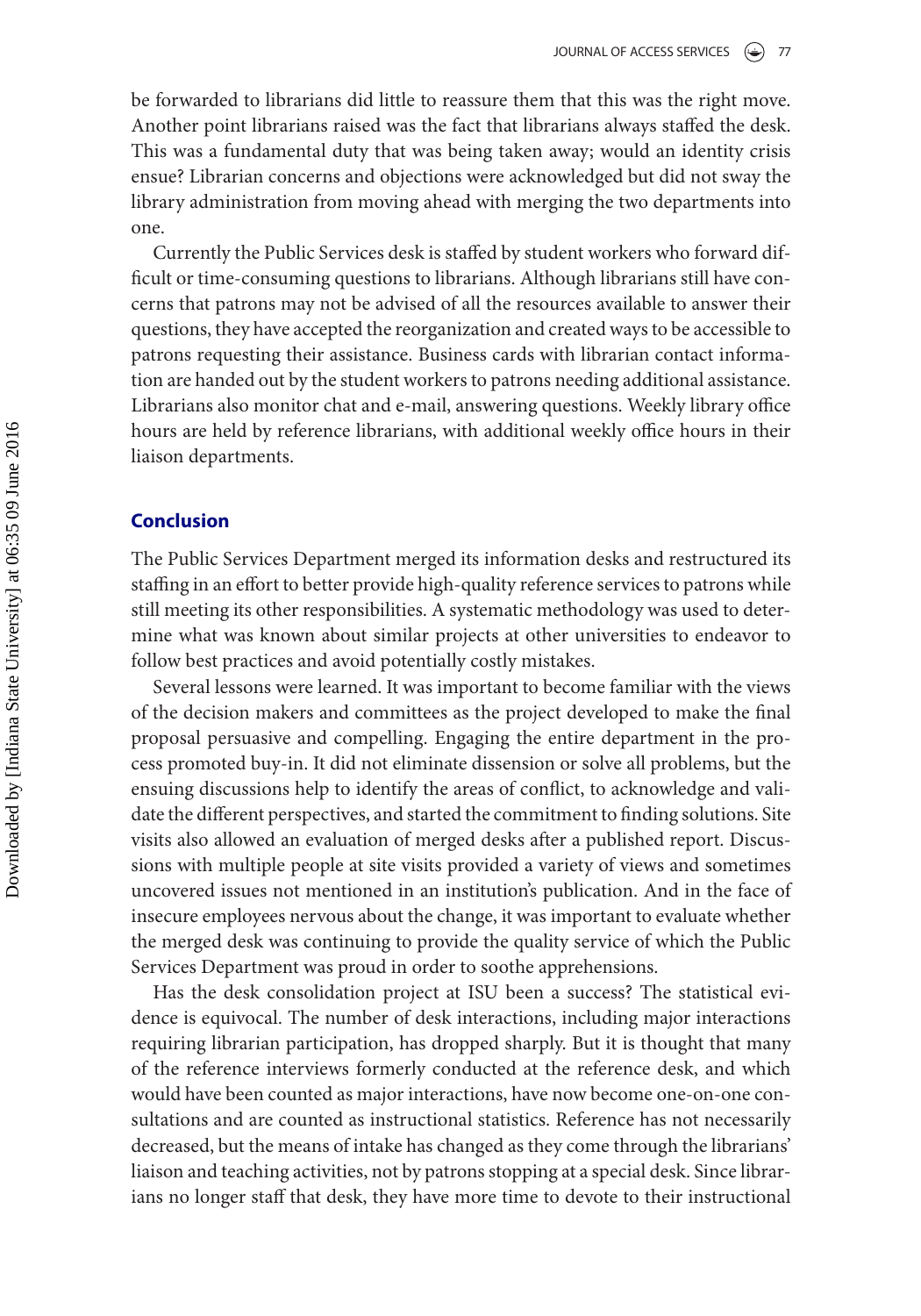be forwarded to librarians did little to reassure them that this was the right move. Another point librarians raised was the fact that librarians always staffed the desk. This was a fundamental duty that was being taken away; would an identity crisis ensue? Librarian concerns and objections were acknowledged but did not sway the library administration from moving ahead with merging the two departments into one.

Currently the Public Services desk is staffed by student workers who forward difficult or time-consuming questions to librarians. Although librarians still have concerns that patrons may not be advised of all the resources available to answer their questions, they have accepted the reorganization and created ways to be accessible to patrons requesting their assistance. Business cards with librarian contact information are handed out by the student workers to patrons needing additional assistance. Librarians also monitor chat and e-mail, answering questions. Weekly library office hours are held by reference librarians, with additional weekly office hours in their liaison departments.

## Conclusion

The Public Services Department merged its information desks and restructured its staffing in an effort to better provide high-quality reference services to patrons while still meeting its other responsibilities. A systematic methodology was used to determine what was known about similar projects at other universities to endeavor to follow best practices and avoid potentially costly mistakes.

Several lessons were learned. It was important to become familiar with the views of the decision makers and committees as the project developed to make the final proposal persuasive and compelling. Engaging the entire department in the process promoted buy-in. It did not eliminate dissension or solve all problems, but the ensuing discussions help to identify the areas of conflict, to acknowledge and validate the different perspectives, and started the commitment to finding solutions. Site visits also allowed an evaluation of merged desks after a published report. Discussions with multiple people at site visits provided a variety of views and sometimes uncovered issues not mentioned in an institution's publication. And in the face of insecure employees nervous about the change, it was important to evaluate whether the merged desk was continuing to provide the quality service of which the Public Services Department was proud in order to soothe apprehensions.

Has the desk consolidation project at ISU been a success? The statistical evidence is equivocal. The number of desk interactions, including major interactions requiring librarian participation, has dropped sharply. But it is thought that many of the reference interviews formerly conducted at the reference desk, and which would have been counted as major interactions, have now become one-on-one consultations and are counted as instructional statistics. Reference has not necessarily decreased, but the means of intake has changed as they come through the librarians' liaison and teaching activities, not by patrons stopping at a special desk. Since librarians no longer staff that desk, they have more time to devote to their instructional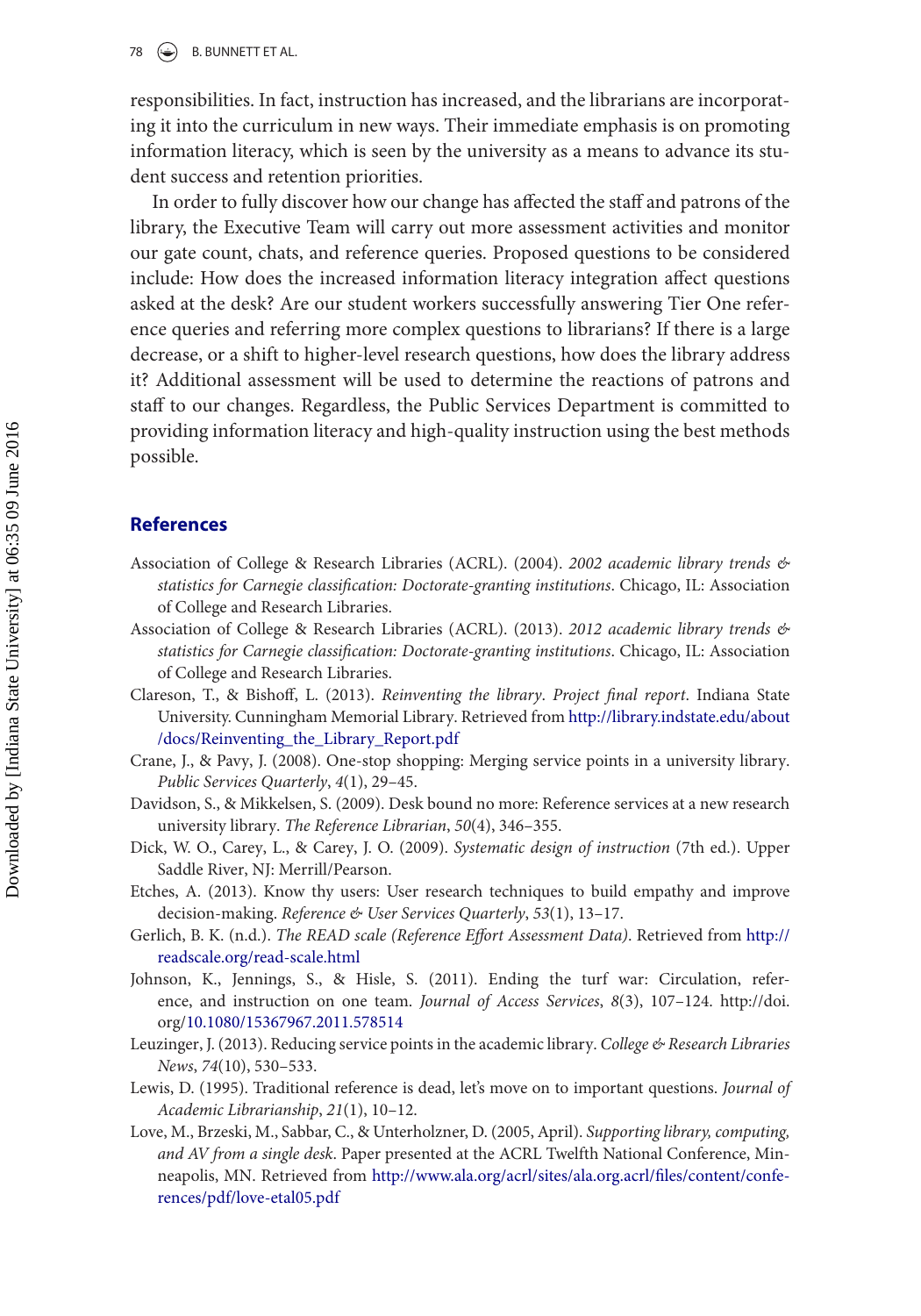responsibilities. In fact, instruction has increased, and the librarians are incorporating it into the curriculum in new ways. Their immediate emphasis is on promoting information literacy, which is seen by the university as a means to advance its student success and retention priorities.

In order to fully discover how our change has affected the staff and patrons of the library, the Executive Team will carry out more assessment activities and monitor our gate count, chats, and reference queries. Proposed questions to be considered include: How does the increased information literacy integration affect questions asked at the desk? Are our student workers successfully answering Tier One reference queries and referring more complex questions to librarians? If there is a large decrease, or a shift to higher-level research questions, how does the library address it? Additional assessment will be used to determine the reactions of patrons and staff to our changes. Regardless, the Public Services Department is committed to providing information literacy and high-quality instruction using the best methods possible.

## References

Association of College & Research Libraries (ACRL). (2004). *2002 academic library trends & statistics for Carnegie classification: Doctorate-granting institutions*. Chicago, IL: Association of College and Research Libraries.

Association of College & Research Libraries (ACRL). (2013). *2012 academic library trends & statistics for Carnegie classification: Doctorate-granting institutions*. Chicago, IL: Association of College and Research Libraries.

Clareson, T., & Bishoff, L. (2013). *Reinventing the library. Project final report*. Indiana State University. Cunningham Memorial Library. Retrieved from http://library.indstate.edu/about/docs/Reinventing_the_Library_Report.pdf

Crane, J., & Pavy, J. (2008). One-stop shopping: Merging service points in a university library. *Public Services Quarterly*, *4*(1), 29–45.

Davidson, S., & Mikkelsen, S. (2009). Desk bound no more: Reference services at a new research university library. *The Reference Librarian*, *50*(4), 346–355.

Dick, W. O., Carey, L., & Carey, J. O. (2009). *Systematic design of instruction* (7th ed.). Upper Saddle River, NJ: Merrill/Pearson.

Etches, A. (2013). Know thy users: User research techniques to build empathy and improve decision-making. *Reference & User Services Quarterly*, *53*(1), 13–17.

Gerlich, B. K. (n.d.). *The READ scale (Reference Effort Assessment Data)*. Retrieved from http://readscale.org/read-scale.html

Johnson, K., Jennings, S., & Hisle, S. (2011). Ending the turf war: Circulation, reference, and instruction on one team. *Journal of Access Services*, *8*(3), 107–124. http://doi.org/10.1080/15367967.2011.578514

Leuzinger, J. (2013). Reducing service points in the academic library. *College & Research Libraries News*, *74*(10), 530–533.

Lewis, D. (1995). Traditional reference is dead, let's move on to important questions. *Journal of Academic Librarianship*, *21*(1), 10–12.

Love, M., Brzeski, M., Sabbar, C., & Unterholzner, D. (2005, April). *Supporting library, computing, and AV from a single desk*. Paper presented at the ACRL Twelfth National Conference, Minneapolis, MN. Retrieved from http://www.ala.org/acrl/sites/ala.org.acrl/files/content/conferences/pdf/love-etal05.pdf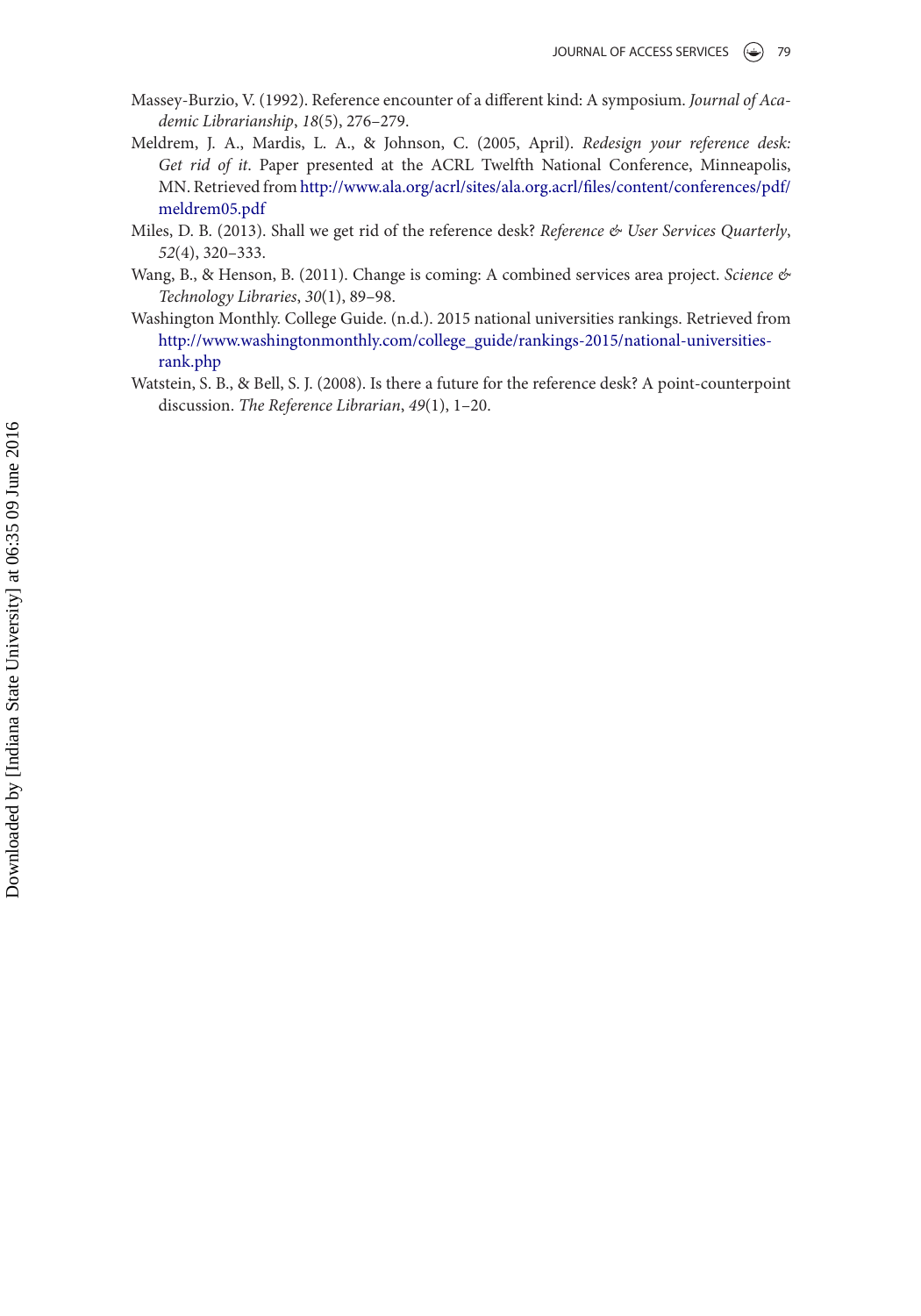Massey-Burzio, V. (1992). Reference encounter of a different kind: A symposium. *Journal of Academic Librarianship*, *18*(5), 276–279.

Meldrem, J. A., Mardis, L. A., & Johnson, C. (2005, April). *Redesign your reference desk: Get rid of it*. Paper presented at the ACRL Twelfth National Conference, Minneapolis, MN. Retrieved from http://www.ala.org/acrl/sites/ala.org.acrl/files/content/conferences/pdf/meldrem05.pdf

Miles, D. B. (2013). Shall we get rid of the reference desk? *Reference & User Services Quarterly*, *52*(4), 320–333.

Wang, B., & Henson, B. (2011). Change is coming: A combined services area project. *Science & Technology Libraries*, *30*(1), 89–98.

Washington Monthly. College Guide. (n.d.). 2015 national universities rankings. Retrieved from http://www.washingtonmonthly.com/college_guide/rankings-2015/national-universities-rank.php

Watstein, S. B., & Bell, S. J. (2008). Is there a future for the reference desk? A point-counterpoint discussion. *The Reference Librarian*, *49*(1), 1–20.